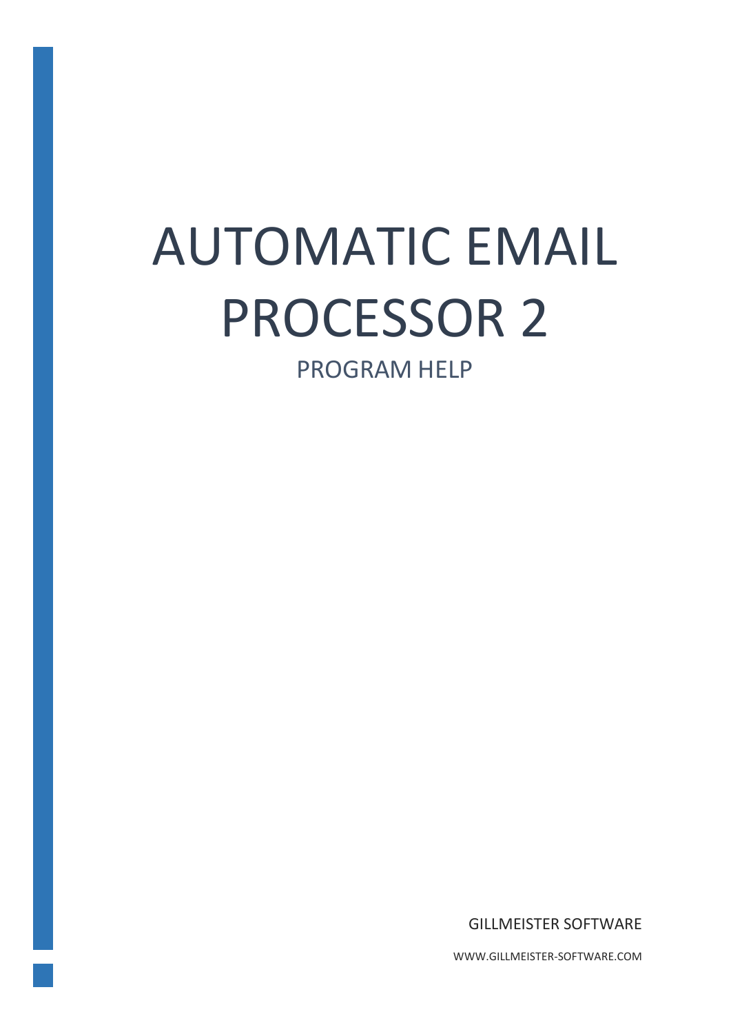# AUTOMATIC EMAIL PROCESSOR 2

## PROGRAM HELP

GILLMEISTER SOFTWARE

WWW.GILLMEISTER-SOFTWARE.COM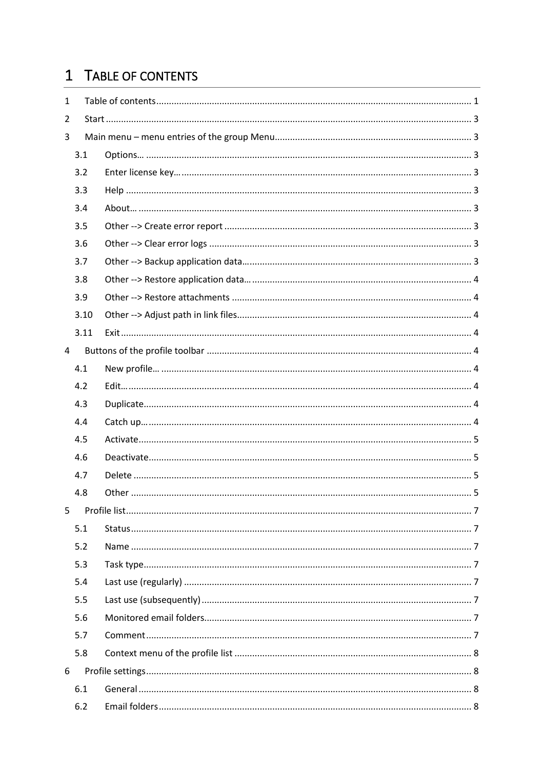# 1 TABLE OF CONTENTS

1 Table of contents ... 1

2 Start ... 3

3 Main menu – menu entries of the group Menu ... 3

- 3.1 Options… ... 3
- 3.2 Enter license key… ... 3
- 3.3 Help ... 3
- 3.4 About… ... 3
- 3.5 Other --> Create error report ... 3
- 3.6 Other --> Clear error logs ... 3
- 3.7 Other --> Backup application data… ... 3
- 3.8 Other --> Restore application data… ... 4
- 3.9 Other --> Restore attachments ... 4
- 3.10 Other --> Adjust path in link files ... 4
- 3.11 Exit ... 4

4 Buttons of the profile toolbar ... 4

- 4.1 New profile… ... 4
- 4.2 Edit… ... 4
- 4.3 Duplicate ... 4
- 4.4 Catch up… ... 4
- 4.5 Activate ... 5
- 4.6 Deactivate ... 5
- 4.7 Delete ... 5
- 4.8 Other ... 5

5 Profile list ... 7

- 5.1 Status ... 7
- 5.2 Name ... 7
- 5.3 Task type ... 7
- 5.4 Last use (regularly) ... 7
- 5.5 Last use (subsequently) ... 7
- 5.6 Monitored email folders ... 7
- 5.7 Comment ... 7
- 5.8 Context menu of the profile list ... 8

6 Profile settings ... 8

- 6.1 General ... 8
- 6.2 Email folders ... 8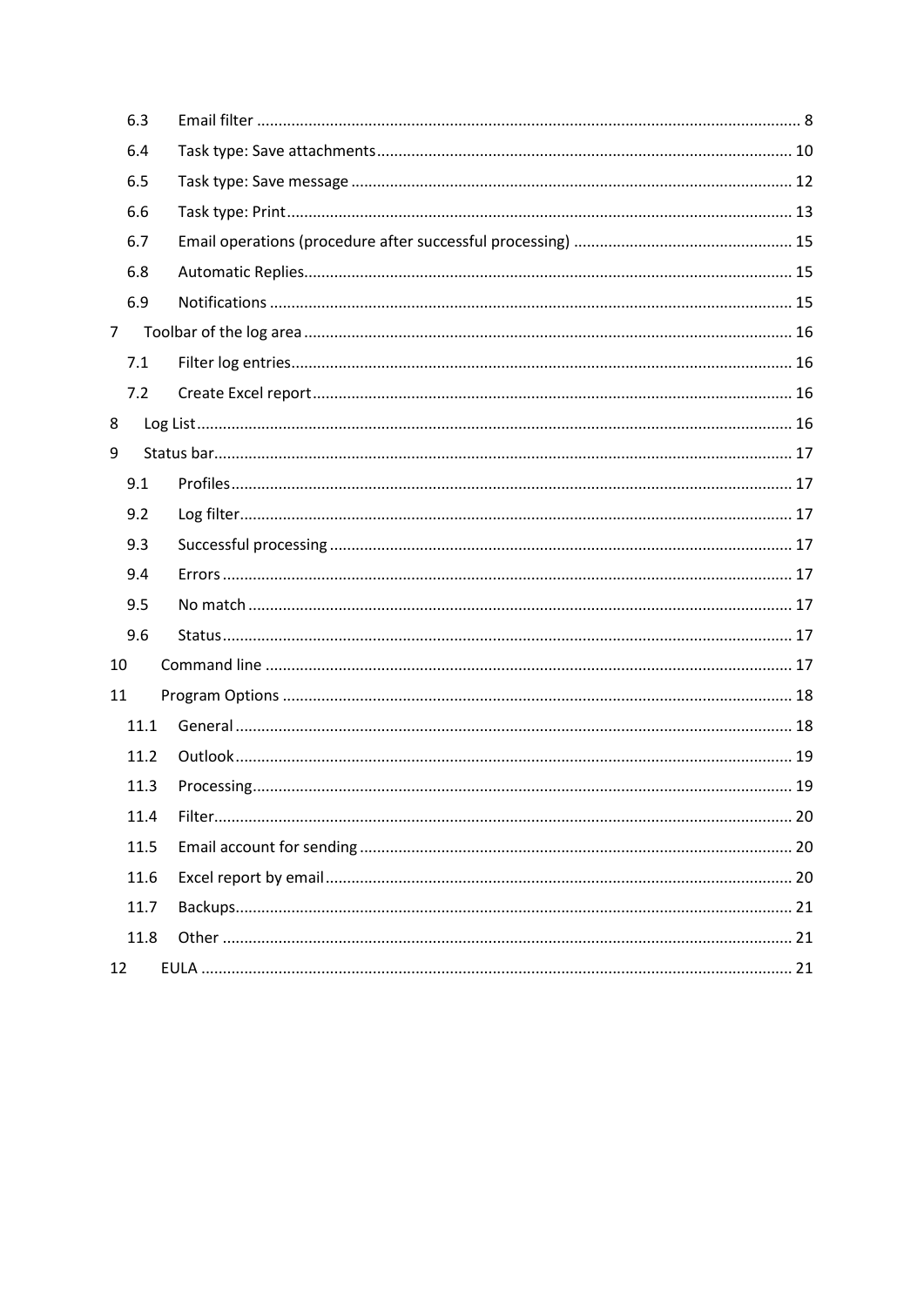6.3 Email filter ........................................................................................................................ 8

6.4 Task type: Save attachments ............................................................................................ 10

6.5 Task type: Save message ................................................................................................. 12

6.6 Task type: Print ................................................................................................................. 13

6.7 Email operations (procedure after successful processing) ............................................... 15

6.8 Automatic Replies ............................................................................................................. 15

6.9 Notifications ...................................................................................................................... 15

7 Toolbar of the log area .......................................................................................................... 16

7.1 Filter log entries ................................................................................................................ 16

7.2 Create Excel report ........................................................................................................... 16

8 Log List ................................................................................................................................... 16

9 Status bar ............................................................................................................................... 17

9.1 Profiles .............................................................................................................................. 17

9.2 Log filter ............................................................................................................................ 17

9.3 Successful processing ...................................................................................................... 17

9.4 Errors ................................................................................................................................. 17

9.5 No match ........................................................................................................................... 17

9.6 Status ................................................................................................................................. 17

10 Command line ...................................................................................................................... 17

11 Program Options .................................................................................................................. 18

11.1 General ............................................................................................................................ 18

11.2 Outlook ............................................................................................................................ 19

11.3 Processing ........................................................................................................................ 19

11.4 Filter ................................................................................................................................. 20

11.5 Email account for sending ............................................................................................... 20

11.6 Excel report by email ....................................................................................................... 20

11.7 Backups ............................................................................................................................ 21

11.8 Other ................................................................................................................................ 21

12 EULA .................................................................................................................................... 21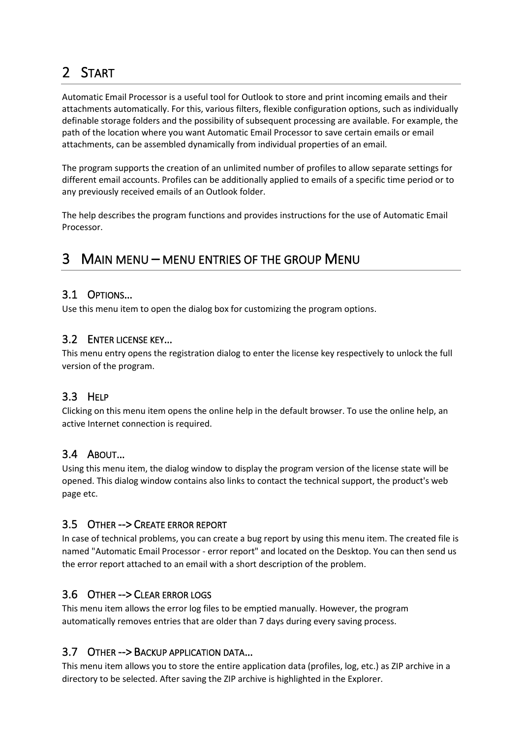# 2 Start

Automatic Email Processor is a useful tool for Outlook to store and print incoming emails and their attachments automatically. For this, various filters, flexible configuration options, such as individually definable storage folders and the possibility of subsequent processing are available. For example, the path of the location where you want Automatic Email Processor to save certain emails or email attachments, can be assembled dynamically from individual properties of an email.

The program supports the creation of an unlimited number of profiles to allow separate settings for different email accounts. Profiles can be additionally applied to emails of a specific time period or to any previously received emails of an Outlook folder.

The help describes the program functions and provides instructions for the use of Automatic Email Processor.

# 3 Main menu – menu entries of the group Menu

## 3.1 Options...

Use this menu item to open the dialog box for customizing the program options.

## 3.2 Enter license key...

This menu entry opens the registration dialog to enter the license key respectively to unlock the full version of the program.

## 3.3 Help

Clicking on this menu item opens the online help in the default browser. To use the online help, an active Internet connection is required.

## 3.4 About...

Using this menu item, the dialog window to display the program version of the license state will be opened. This dialog window contains also links to contact the technical support, the product's web page etc.

## 3.5 Other --> Create error report

In case of technical problems, you can create a bug report by using this menu item. The created file is named "Automatic Email Processor - error report" and located on the Desktop. You can then send us the error report attached to an email with a short description of the problem.

## 3.6 Other --> Clear error logs

This menu item allows the error log files to be emptied manually. However, the program automatically removes entries that are older than 7 days during every saving process.

## 3.7 Other --> Backup application data...

This menu item allows you to store the entire application data (profiles, log, etc.) as ZIP archive in a directory to be selected. After saving the ZIP archive is highlighted in the Explorer.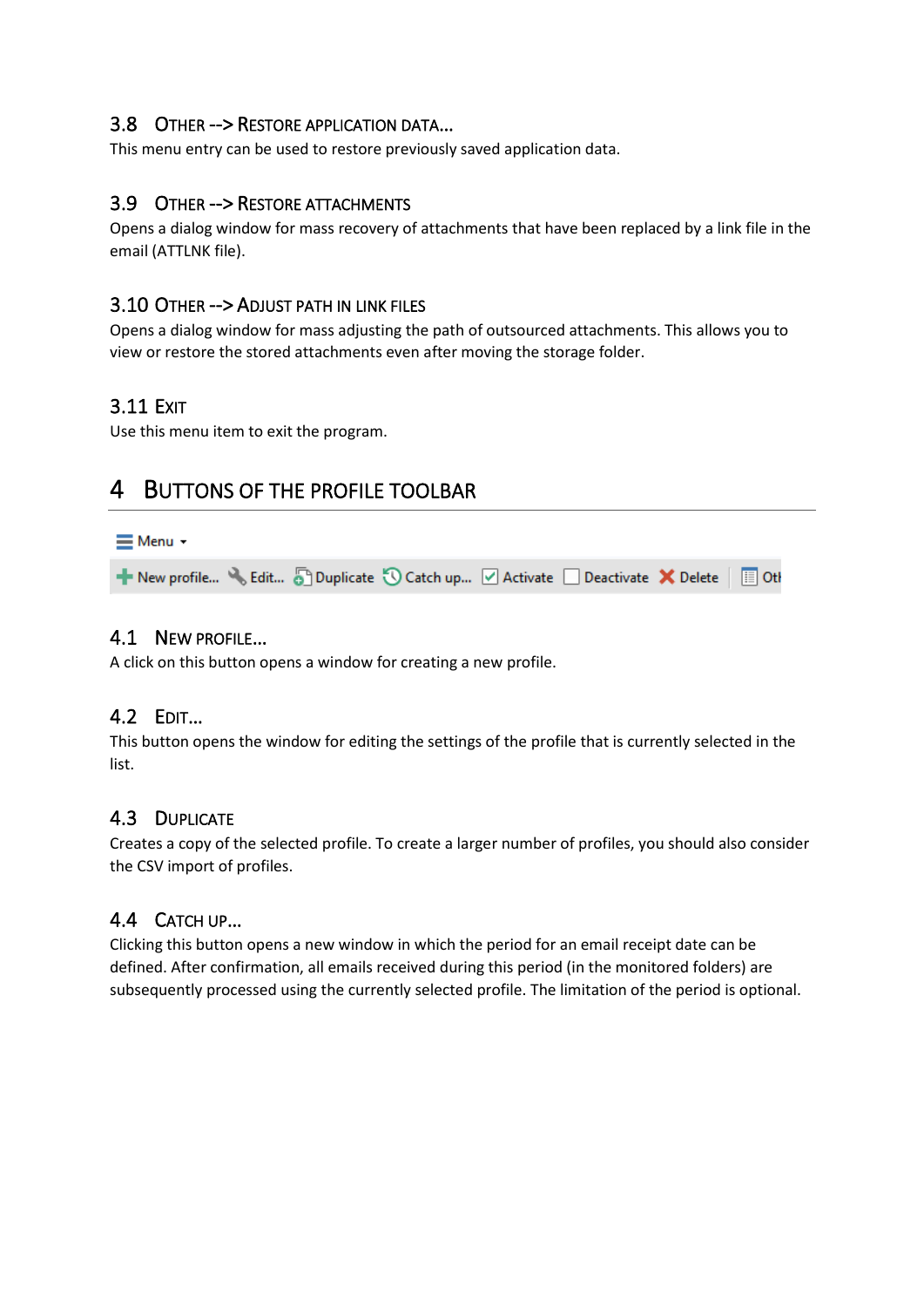### 3.8 Other --> Restore application data...

This menu entry can be used to restore previously saved application data.

### 3.9 Other --> Restore attachments

Opens a dialog window for mass recovery of attachments that have been replaced by a link file in the email (ATTLNK file).

### 3.10 Other --> Adjust path in link files

Opens a dialog window for mass adjusting the path of outsourced attachments. This allows you to view or restore the stored attachments even after moving the storage folder.

### 3.11 Exit

Use this menu item to exit the program.

## 4 Buttons of the profile toolbar

### 4.1 New profile...

A click on this button opens a window for creating a new profile.

### 4.2 Edit...

This button opens the window for editing the settings of the profile that is currently selected in the list.

### 4.3 Duplicate

Creates a copy of the selected profile. To create a larger number of profiles, you should also consider the CSV import of profiles.

### 4.4 Catch up...

Clicking this button opens a new window in which the period for an email receipt date can be defined. After confirmation, all emails received during this period (in the monitored folders) are subsequently processed using the currently selected profile. The limitation of the period is optional.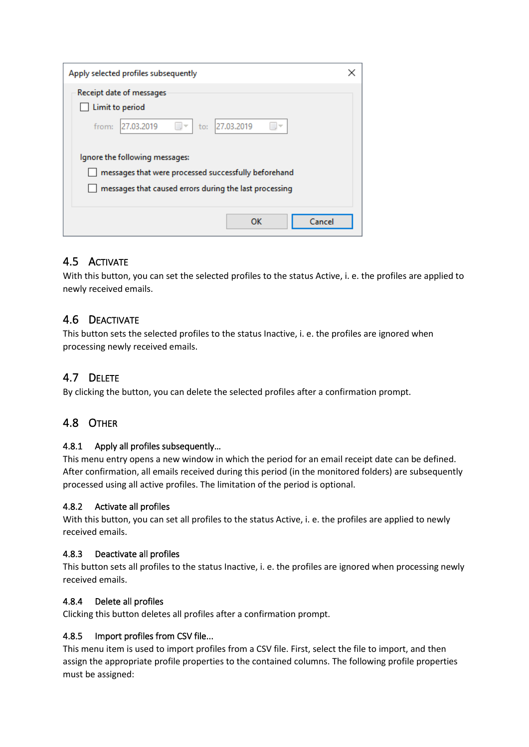## 4.5 Activate

With this button, you can set the selected profiles to the status Active, i. e. the profiles are applied to newly received emails.

## 4.6 Deactivate

This button sets the selected profiles to the status Inactive, i. e. the profiles are ignored when processing newly received emails.

## 4.7 Delete

By clicking the button, you can delete the selected profiles after a confirmation prompt.

## 4.8 Other

### 4.8.1 Apply all profiles subsequently...

This menu entry opens a new window in which the period for an email receipt date can be defined. After confirmation, all emails received during this period (in the monitored folders) are subsequently processed using all active profiles. The limitation of the period is optional.

### 4.8.2 Activate all profiles

With this button, you can set all profiles to the status Active, i. e. the profiles are applied to newly received emails.

### 4.8.3 Deactivate all profiles

This button sets all profiles to the status Inactive, i. e. the profiles are ignored when processing newly received emails.

### 4.8.4 Delete all profiles

Clicking this button deletes all profiles after a confirmation prompt.

### 4.8.5 Import profiles from CSV file...

This menu item is used to import profiles from a CSV file. First, select the file to import, and then assign the appropriate profile properties to the contained columns. The following profile properties must be assigned: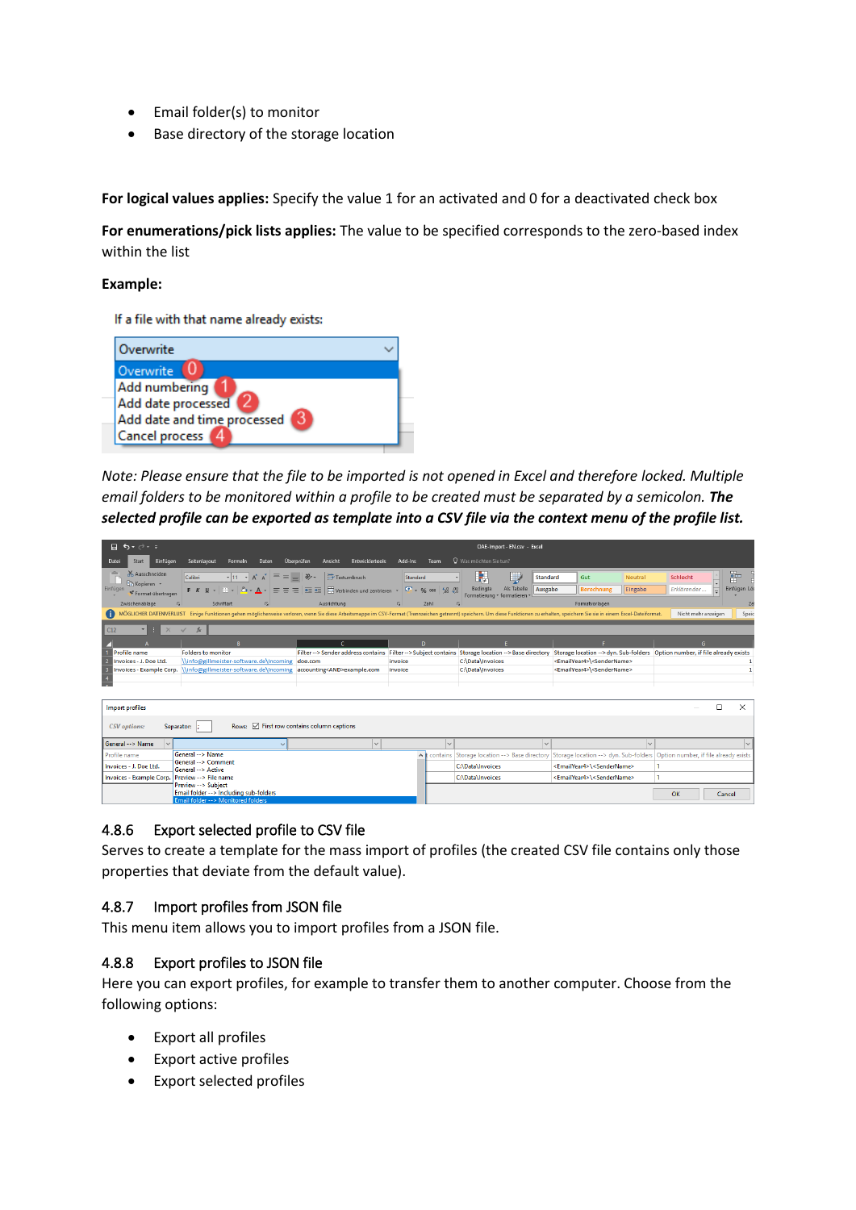- Email folder(s) to monitor
- Base directory of the storage location

**For logical values applies:** Specify the value 1 for an activated and 0 for a deactivated check box

**For enumerations/pick lists applies:** The value to be specified corresponds to the zero-based index within the list

**Example:**

*Note: Please ensure that the file to be imported is not opened in Excel and therefore locked. Multiple email folders to be monitored within a profile to be created must be separated by a semicolon.* ***The selected profile can be exported as template into a CSV file via the context menu of the profile list.***

### 4.8.6 Export selected profile to CSV file

Serves to create a template for the mass import of profiles (the created CSV file contains only those properties that deviate from the default value).

### 4.8.7 Import profiles from JSON file

This menu item allows you to import profiles from a JSON file.

### 4.8.8 Export profiles to JSON file

Here you can export profiles, for example to transfer them to another computer. Choose from the following options:

- Export all profiles
- Export active profiles
- Export selected profiles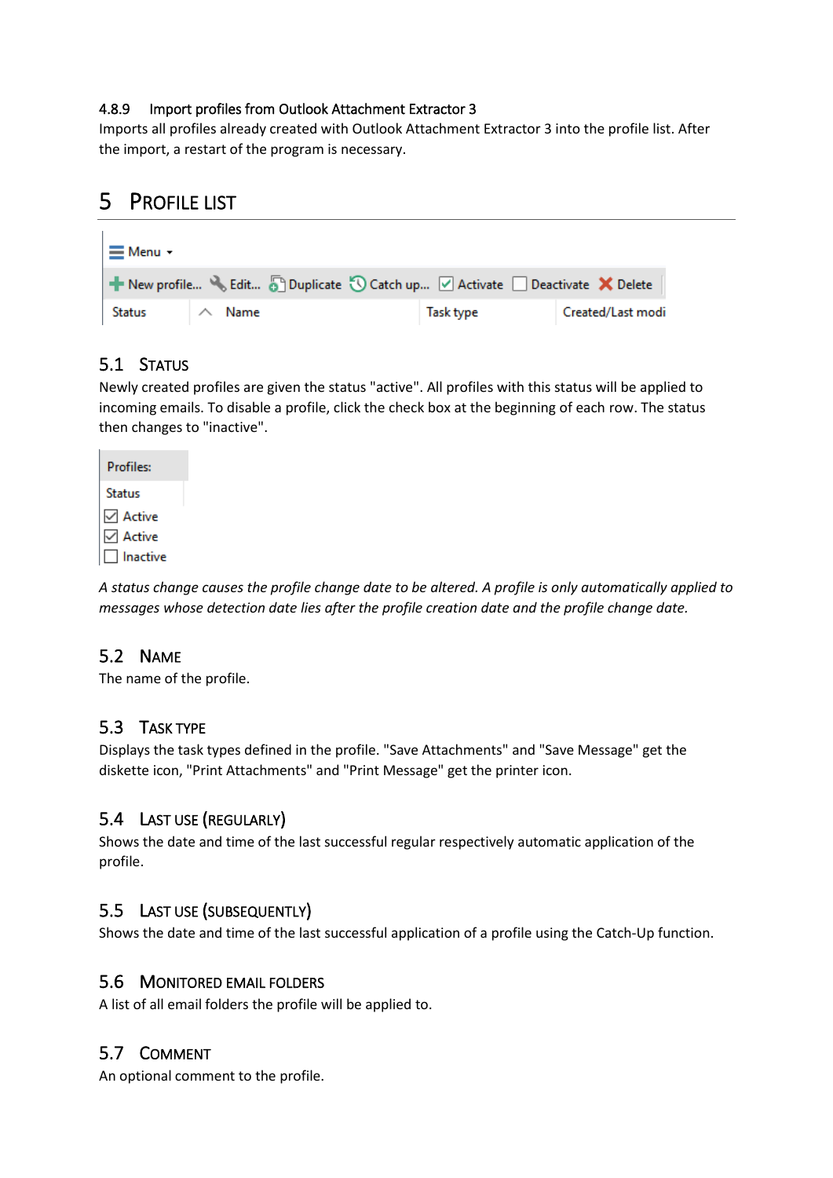### 4.8.9 Import profiles from Outlook Attachment Extractor 3

Imports all profiles already created with Outlook Attachment Extractor 3 into the profile list. After the import, a restart of the program is necessary.

# 5 PROFILE LIST

Menu ▾

New profile... Edit... Duplicate Catch up... Activate Deactivate Delete

| Status | Name | Task type | Created/Last modi |
|---|---|---|---|

## 5.1 STATUS

Newly created profiles are given the status "active". All profiles with this status will be applied to incoming emails. To disable a profile, click the check box at the beginning of each row. The status then changes to "inactive".

Profiles:

| Status |
|---|
| ☑ Active |
| ☑ Active |
| ☐ Inactive |

*A status change causes the profile change date to be altered. A profile is only automatically applied to messages whose detection date lies after the profile creation date and the profile change date.*

## 5.2 NAME

The name of the profile.

## 5.3 TASK TYPE

Displays the task types defined in the profile. "Save Attachments" and "Save Message" get the diskette icon, "Print Attachments" and "Print Message" get the printer icon.

## 5.4 LAST USE (REGULARLY)

Shows the date and time of the last successful regular respectively automatic application of the profile.

## 5.5 LAST USE (SUBSEQUENTLY)

Shows the date and time of the last successful application of a profile using the Catch-Up function.

## 5.6 MONITORED EMAIL FOLDERS

A list of all email folders the profile will be applied to.

## 5.7 COMMENT

An optional comment to the profile.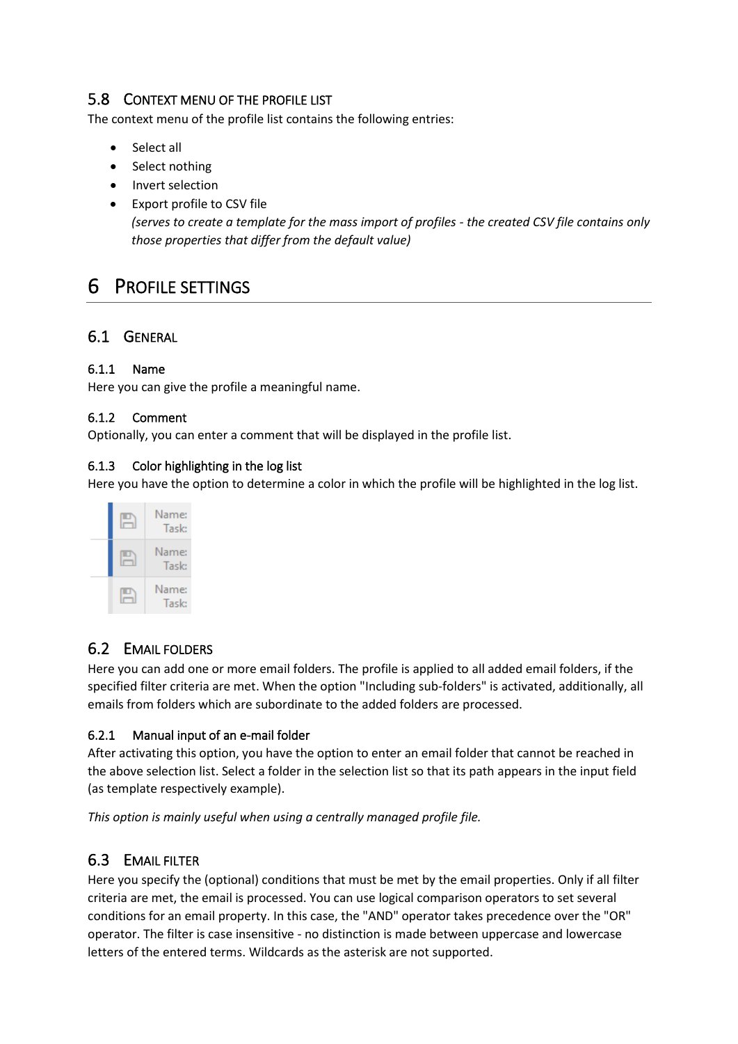## 5.8 Context menu of the profile list

The context menu of the profile list contains the following entries:

- Select all
- Select nothing
- Invert selection
- Export profile to CSV file
  *(serves to create a template for the mass import of profiles - the created CSV file contains only those properties that differ from the default value)*

# 6 Profile settings

## 6.1 General

### 6.1.1 Name

Here you can give the profile a meaningful name.

### 6.1.2 Comment

Optionally, you can enter a comment that will be displayed in the profile list.

### 6.1.3 Color highlighting in the log list

Here you have the option to determine a color in which the profile will be highlighted in the log list.

## 6.2 Email folders

Here you can add one or more email folders. The profile is applied to all added email folders, if the specified filter criteria are met. When the option "Including sub-folders" is activated, additionally, all emails from folders which are subordinate to the added folders are processed.

### 6.2.1 Manual input of an e-mail folder

After activating this option, you have the option to enter an email folder that cannot be reached in the above selection list. Select a folder in the selection list so that its path appears in the input field (as template respectively example).

*This option is mainly useful when using a centrally managed profile file.*

## 6.3 Email filter

Here you specify the (optional) conditions that must be met by the email properties. Only if all filter criteria are met, the email is processed. You can use logical comparison operators to set several conditions for an email property. In this case, the "AND" operator takes precedence over the "OR" operator. The filter is case insensitive - no distinction is made between uppercase and lowercase letters of the entered terms. Wildcards as the asterisk are not supported.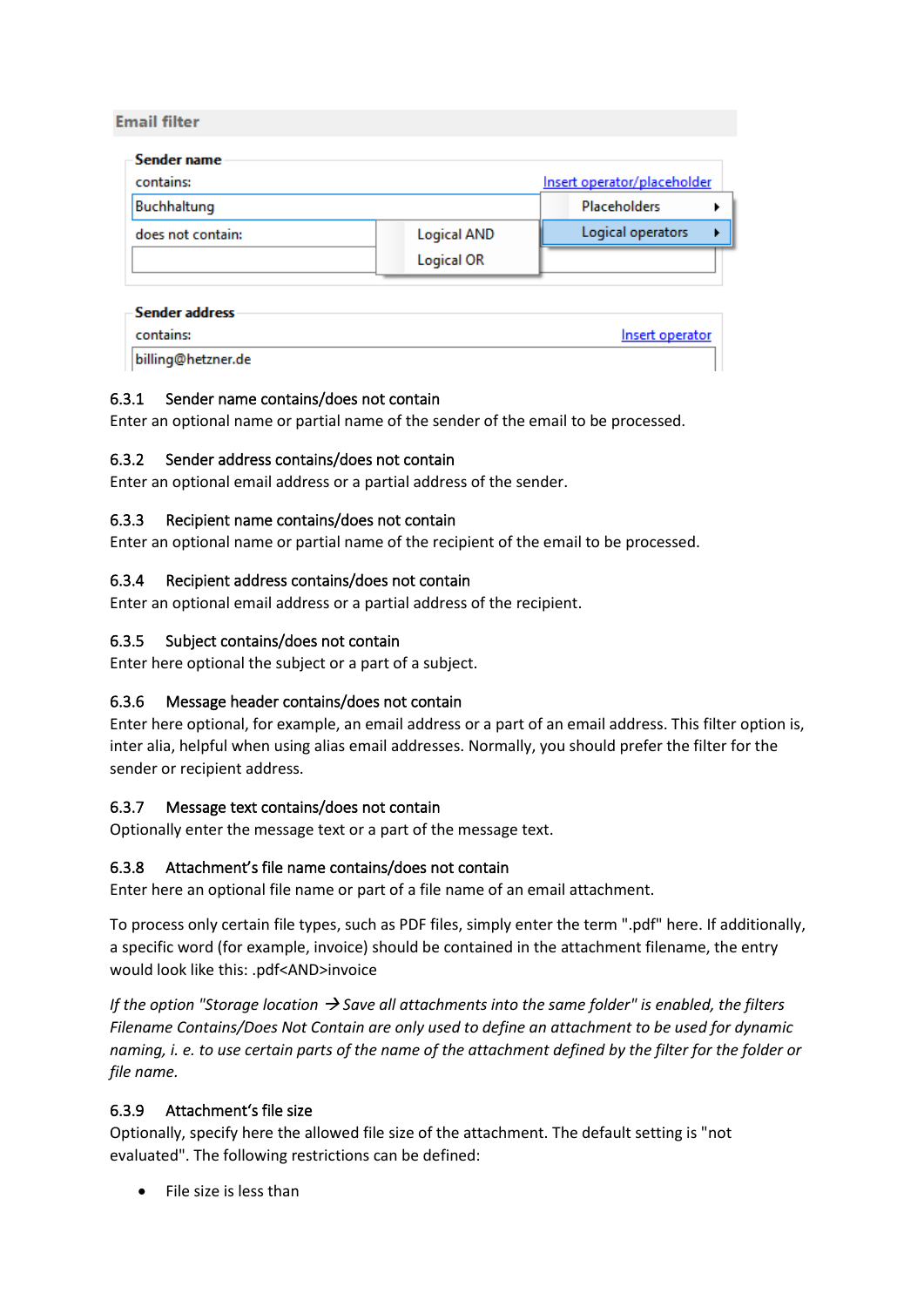Email filter

Sender name

contains: Insert operator/placeholder

Buchhaltung

does not contain:

Placeholders

Logical operators

Logical AND

Logical OR

Sender address

contains: Insert operator

billing@hetzner.de

### 6.3.1 Sender name contains/does not contain

Enter an optional name or partial name of the sender of the email to be processed.

### 6.3.2 Sender address contains/does not contain

Enter an optional email address or a partial address of the sender.

### 6.3.3 Recipient name contains/does not contain

Enter an optional name or partial name of the recipient of the email to be processed.

### 6.3.4 Recipient address contains/does not contain

Enter an optional email address or a partial address of the recipient.

### 6.3.5 Subject contains/does not contain

Enter here optional the subject or a part of a subject.

### 6.3.6 Message header contains/does not contain

Enter here optional, for example, an email address or a part of an email address. This filter option is, inter alia, helpful when using alias email addresses. Normally, you should prefer the filter for the sender or recipient address.

### 6.3.7 Message text contains/does not contain

Optionally enter the message text or a part of the message text.

### 6.3.8 Attachment's file name contains/does not contain

Enter here an optional file name or part of a file name of an email attachment.

To process only certain file types, such as PDF files, simply enter the term ".pdf" here. If additionally, a specific word (for example, invoice) should be contained in the attachment filename, the entry would look like this: .pdf<AND>invoice

*If the option "Storage location → Save all attachments into the same folder" is enabled, the filters Filename Contains/Does Not Contain are only used to define an attachment to be used for dynamic naming, i. e. to use certain parts of the name of the attachment defined by the filter for the folder or file name.*

### 6.3.9 Attachment's file size

Optionally, specify here the allowed file size of the attachment. The default setting is "not evaluated". The following restrictions can be defined:

- File size is less than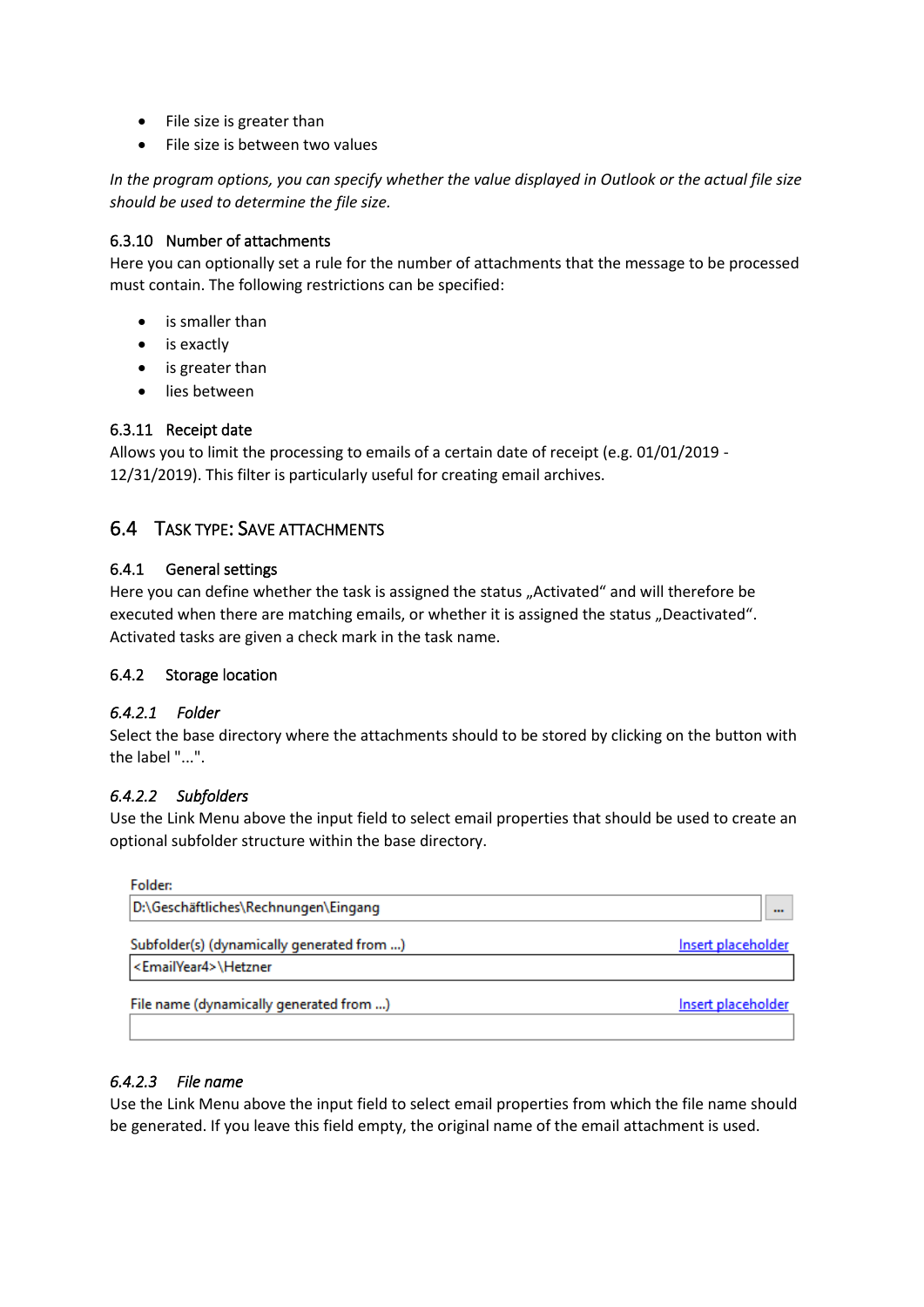- File size is greater than
- File size is between two values

*In the program options, you can specify whether the value displayed in Outlook or the actual file size should be used to determine the file size.*

### 6.3.10 Number of attachments

Here you can optionally set a rule for the number of attachments that the message to be processed must contain. The following restrictions can be specified:

- is smaller than
- is exactly
- is greater than
- lies between

### 6.3.11 Receipt date

Allows you to limit the processing to emails of a certain date of receipt (e.g. 01/01/2019 - 12/31/2019). This filter is particularly useful for creating email archives.

## 6.4 Task type: Save attachments

### 6.4.1 General settings

Here you can define whether the task is assigned the status „Activated“ and will therefore be executed when there are matching emails, or whether it is assigned the status „Deactivated“. Activated tasks are given a check mark in the task name.

### 6.4.2 Storage location

#### *6.4.2.1 Folder*

Select the base directory where the attachments should to be stored by clicking on the button with the label "...".

#### *6.4.2.2 Subfolders*

Use the Link Menu above the input field to select email properties that should be used to create an optional subfolder structure within the base directory.

Folder:
D:\Geschäftliches\Rechnungen\Eingang [...]

Subfolder(s) (dynamically generated from ...) — Insert placeholder
<EmailYear4>\Hetzner

File name (dynamically generated from ...) — Insert placeholder

#### *6.4.2.3 File name*

Use the Link Menu above the input field to select email properties from which the file name should be generated. If you leave this field empty, the original name of the email attachment is used.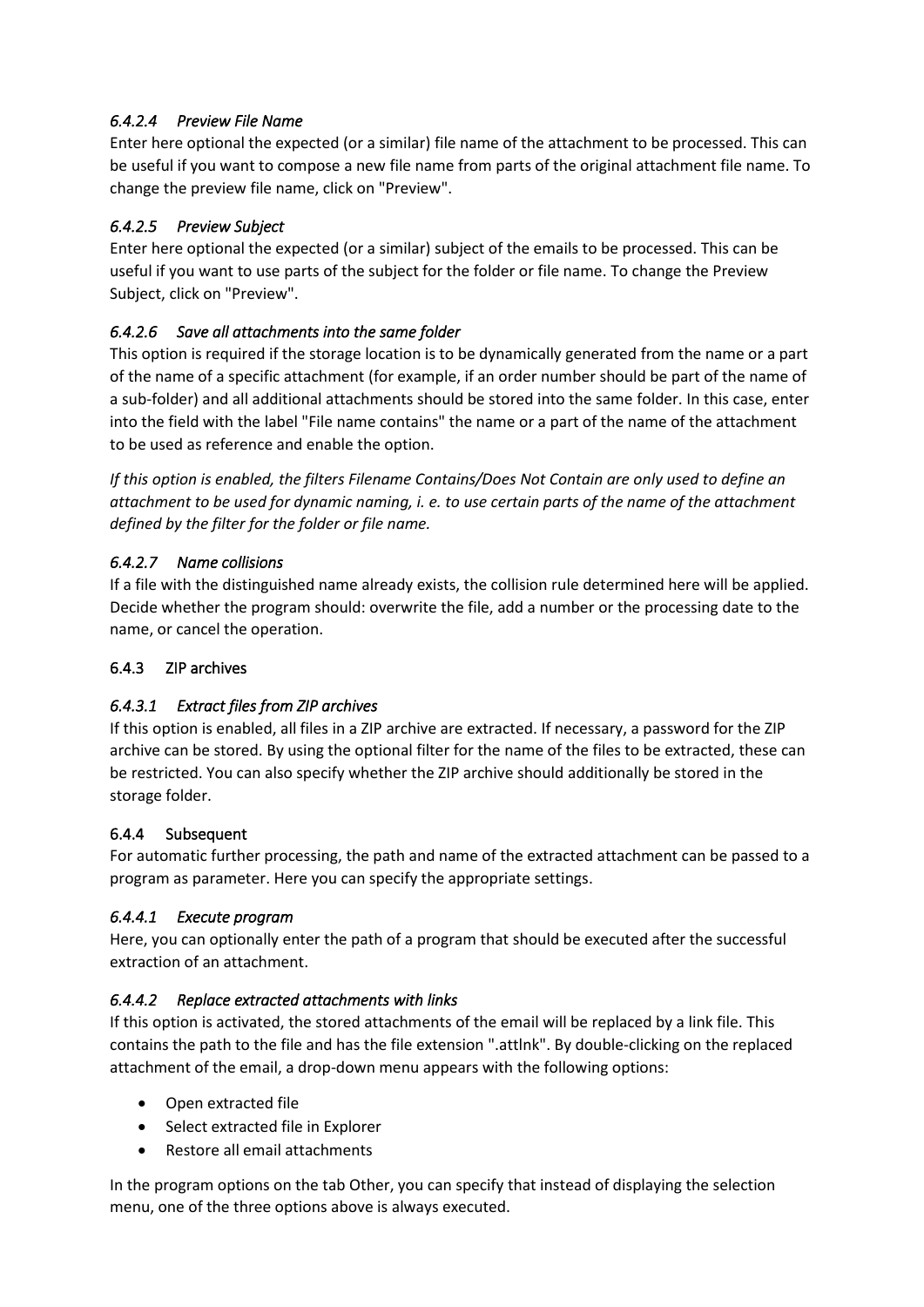#### *6.4.2.4 Preview File Name*

Enter here optional the expected (or a similar) file name of the attachment to be processed. This can be useful if you want to compose a new file name from parts of the original attachment file name. To change the preview file name, click on "Preview".

#### *6.4.2.5 Preview Subject*

Enter here optional the expected (or a similar) subject of the emails to be processed. This can be useful if you want to use parts of the subject for the folder or file name. To change the Preview Subject, click on "Preview".

#### *6.4.2.6 Save all attachments into the same folder*

This option is required if the storage location is to be dynamically generated from the name or a part of the name of a specific attachment (for example, if an order number should be part of the name of a sub-folder) and all additional attachments should be stored into the same folder. In this case, enter into the field with the label "File name contains" the name or a part of the name of the attachment to be used as reference and enable the option.

*If this option is enabled, the filters Filename Contains/Does Not Contain are only used to define an attachment to be used for dynamic naming, i. e. to use certain parts of the name of the attachment defined by the filter for the folder or file name.*

#### *6.4.2.7 Name collisions*

If a file with the distinguished name already exists, the collision rule determined here will be applied. Decide whether the program should: overwrite the file, add a number or the processing date to the name, or cancel the operation.

### 6.4.3 ZIP archives

#### *6.4.3.1 Extract files from ZIP archives*

If this option is enabled, all files in a ZIP archive are extracted. If necessary, a password for the ZIP archive can be stored. By using the optional filter for the name of the files to be extracted, these can be restricted. You can also specify whether the ZIP archive should additionally be stored in the storage folder.

### 6.4.4 Subsequent

For automatic further processing, the path and name of the extracted attachment can be passed to a program as parameter. Here you can specify the appropriate settings.

#### *6.4.4.1 Execute program*

Here, you can optionally enter the path of a program that should be executed after the successful extraction of an attachment.

#### *6.4.4.2 Replace extracted attachments with links*

If this option is activated, the stored attachments of the email will be replaced by a link file. This contains the path to the file and has the file extension ".attlnk". By double-clicking on the replaced attachment of the email, a drop-down menu appears with the following options:

- Open extracted file
- Select extracted file in Explorer
- Restore all email attachments

In the program options on the tab Other, you can specify that instead of displaying the selection menu, one of the three options above is always executed.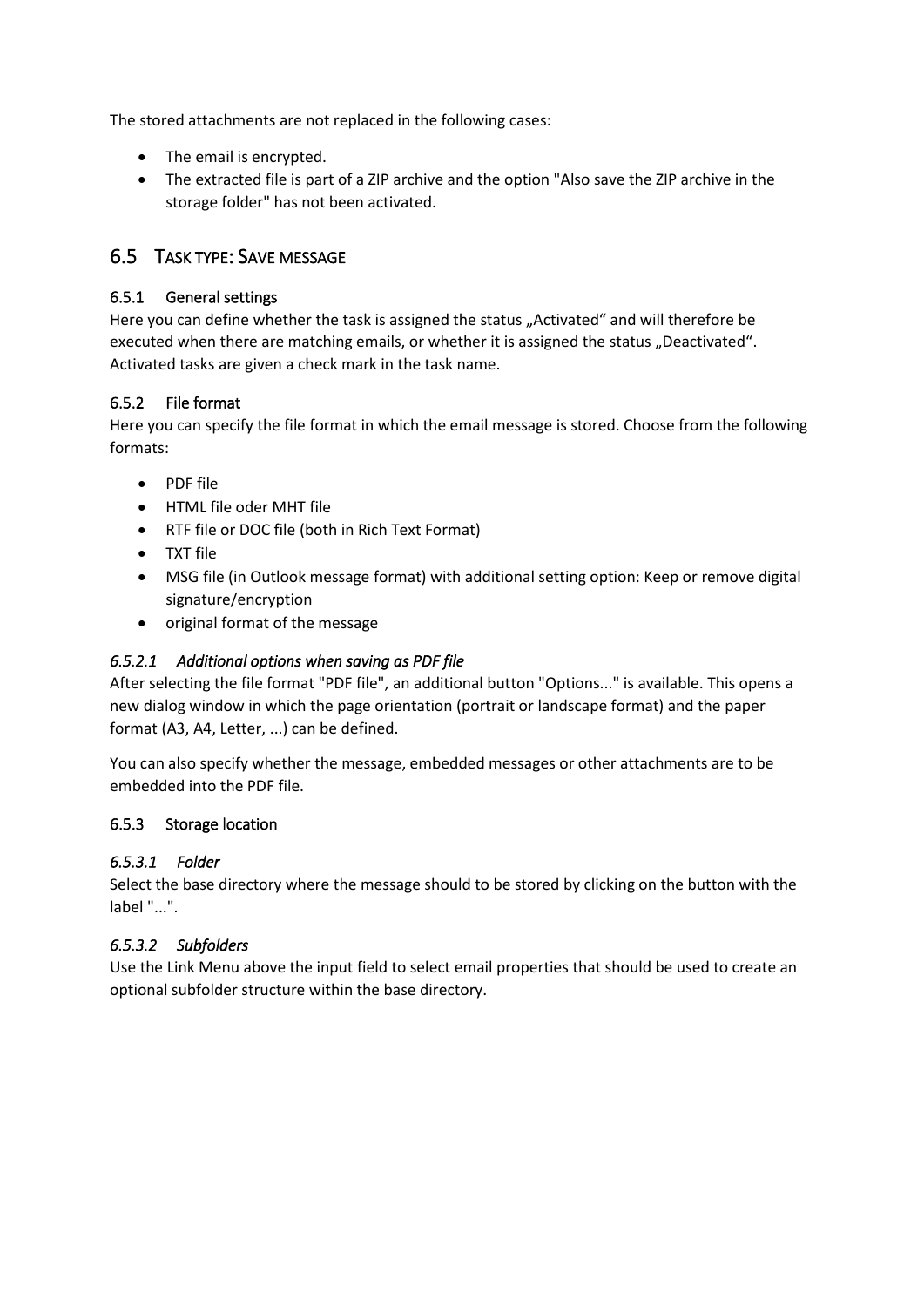The stored attachments are not replaced in the following cases:

- The email is encrypted.
- The extracted file is part of a ZIP archive and the option "Also save the ZIP archive in the storage folder" has not been activated.

## 6.5 Task type: Save message

### 6.5.1 General settings

Here you can define whether the task is assigned the status „Activated“ and will therefore be executed when there are matching emails, or whether it is assigned the status „Deactivated“. Activated tasks are given a check mark in the task name.

### 6.5.2 File format

Here you can specify the file format in which the email message is stored. Choose from the following formats:

- PDF file
- HTML file oder MHT file
- RTF file or DOC file (both in Rich Text Format)
- TXT file
- MSG file (in Outlook message format) with additional setting option: Keep or remove digital signature/encryption
- original format of the message

#### *6.5.2.1 Additional options when saving as PDF file*

After selecting the file format "PDF file", an additional button "Options..." is available. This opens a new dialog window in which the page orientation (portrait or landscape format) and the paper format (A3, A4, Letter, ...) can be defined.

You can also specify whether the message, embedded messages or other attachments are to be embedded into the PDF file.

### 6.5.3 Storage location

#### *6.5.3.1 Folder*

Select the base directory where the message should to be stored by clicking on the button with the label "...".

#### *6.5.3.2 Subfolders*

Use the Link Menu above the input field to select email properties that should be used to create an optional subfolder structure within the base directory.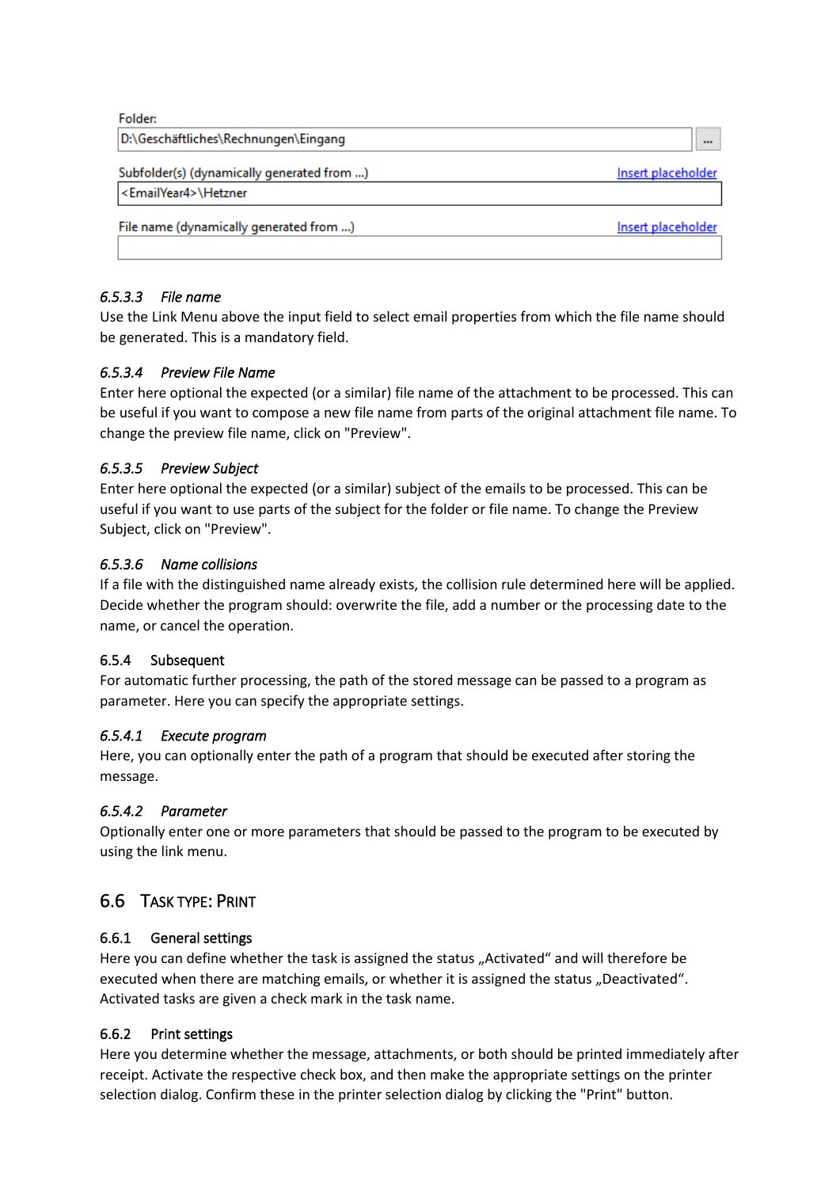Folder:

D:\Geschäftliches\Rechnungen\Eingang

Subfolder(s) (dynamically generated from ...) Insert placeholder

<EmailYear4>\Hetzner

File name (dynamically generated from ...) Insert placeholder

#### 6.5.3.3 *File name*

Use the Link Menu above the input field to select email properties from which the file name should be generated. This is a mandatory field.

#### 6.5.3.4 *Preview File Name*

Enter here optional the expected (or a similar) file name of the attachment to be processed. This can be useful if you want to compose a new file name from parts of the original attachment file name. To change the preview file name, click on "Preview".

#### 6.5.3.5 *Preview Subject*

Enter here optional the expected (or a similar) subject of the emails to be processed. This can be useful if you want to use parts of the subject for the folder or file name. To change the Preview Subject, click on "Preview".

#### 6.5.3.6 *Name collisions*

If a file with the distinguished name already exists, the collision rule determined here will be applied. Decide whether the program should: overwrite the file, add a number or the processing date to the name, or cancel the operation.

### 6.5.4 Subsequent

For automatic further processing, the path of the stored message can be passed to a program as parameter. Here you can specify the appropriate settings.

#### 6.5.4.1 *Execute program*

Here, you can optionally enter the path of a program that should be executed after storing the message.

#### 6.5.4.2 *Parameter*

Optionally enter one or more parameters that should be passed to the program to be executed by using the link menu.

## 6.6 Task type: Print

### 6.6.1 General settings

Here you can define whether the task is assigned the status „Activated“ and will therefore be executed when there are matching emails, or whether it is assigned the status „Deactivated“. Activated tasks are given a check mark in the task name.

### 6.6.2 Print settings

Here you determine whether the message, attachments, or both should be printed immediately after receipt. Activate the respective check box, and then make the appropriate settings on the printer selection dialog. Confirm these in the printer selection dialog by clicking the "Print" button.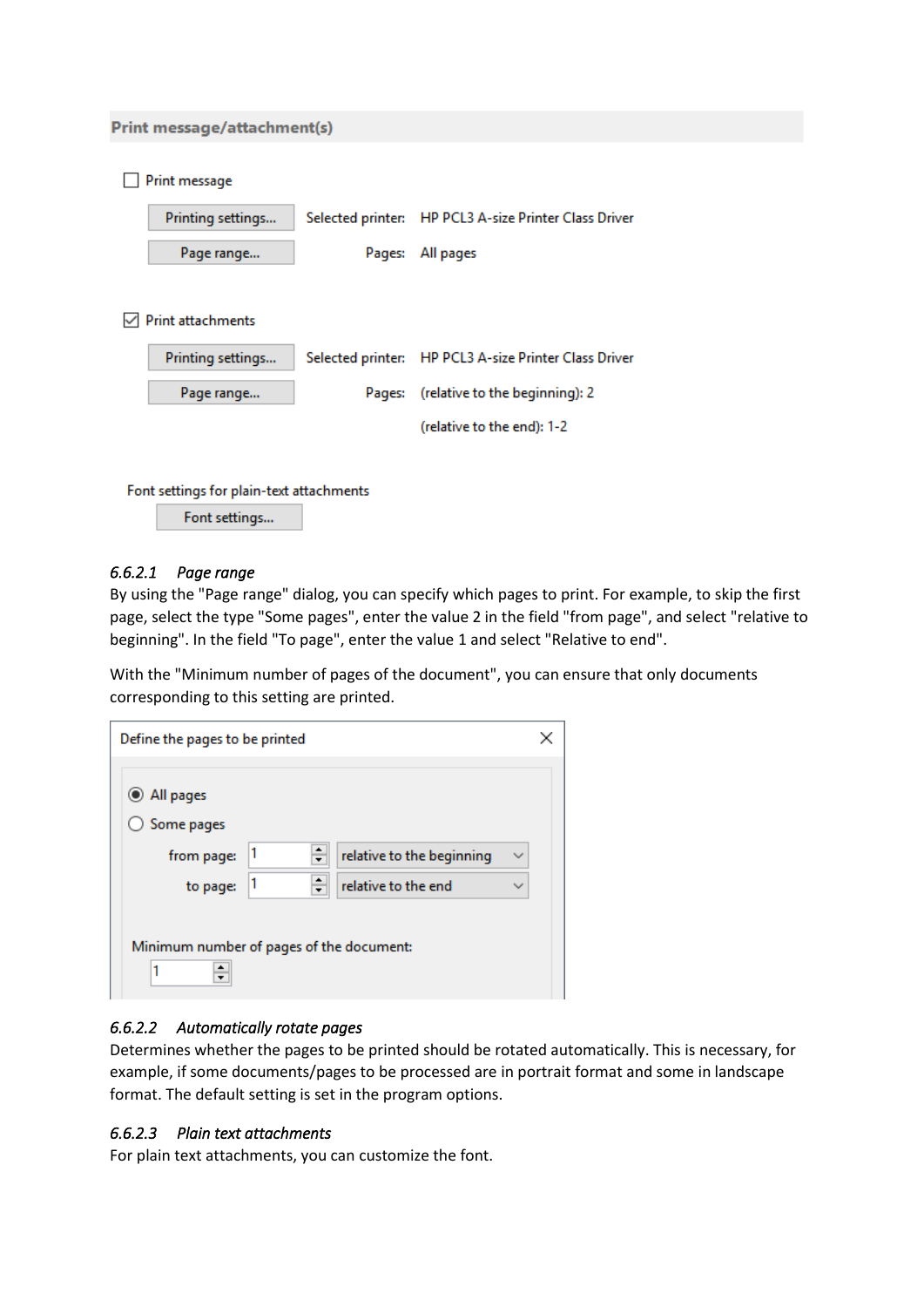**Print message/attachment(s)**

☐ Print message

Printing settings... Selected printer: HP PCL3 A-size Printer Class Driver

Page range... Pages: All pages

☑ Print attachments

Printing settings... Selected printer: HP PCL3 A-size Printer Class Driver

Page range... Pages: (relative to the beginning): 2

(relative to the end): 1-2

Font settings for plain-text attachments

Font settings...

#### 6.6.2.1 *Page range*

By using the "Page range" dialog, you can specify which pages to print. For example, to skip the first page, select the type "Some pages", enter the value 2 in the field "from page", and select "relative to beginning". In the field "To page", enter the value 1 and select "Relative to end".

With the "Minimum number of pages of the document", you can ensure that only documents corresponding to this setting are printed.

Define the pages to be printed

◉ All pages

○ Some pages

from page: 1 relative to the beginning

to page: 1 relative to the end

Minimum number of pages of the document:

1

#### 6.6.2.2 *Automatically rotate pages*

Determines whether the pages to be printed should be rotated automatically. This is necessary, for example, if some documents/pages to be processed are in portrait format and some in landscape format. The default setting is set in the program options.

#### 6.6.2.3 *Plain text attachments*

For plain text attachments, you can customize the font.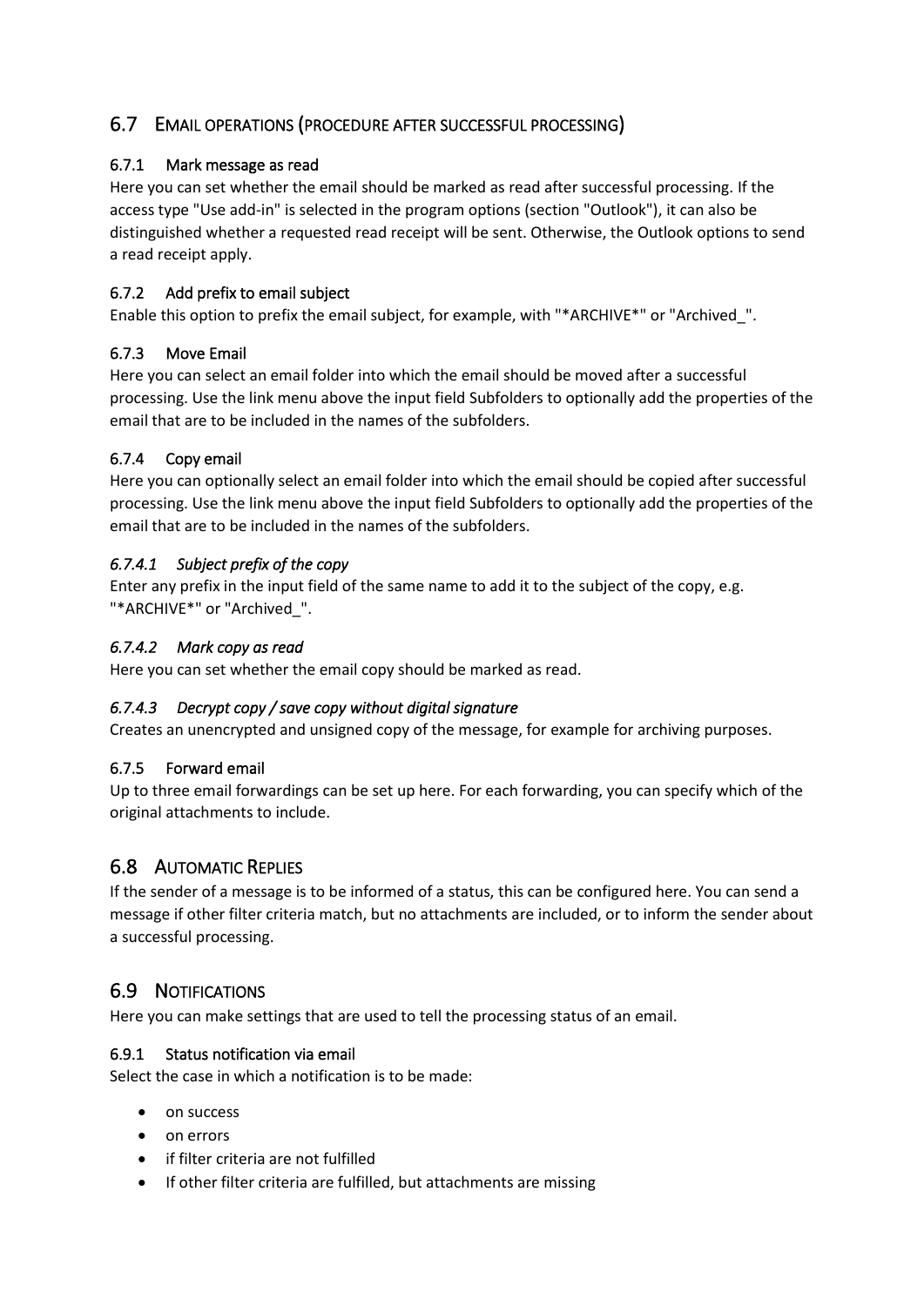## 6.7 Email operations (procedure after successful processing)

### 6.7.1 Mark message as read

Here you can set whether the email should be marked as read after successful processing. If the access type "Use add-in" is selected in the program options (section "Outlook"), it can also be distinguished whether a requested read receipt will be sent. Otherwise, the Outlook options to send a read receipt apply.

### 6.7.2 Add prefix to email subject

Enable this option to prefix the email subject, for example, with "*ARCHIVE*" or "Archived_".

### 6.7.3 Move Email

Here you can select an email folder into which the email should be moved after a successful processing. Use the link menu above the input field Subfolders to optionally add the properties of the email that are to be included in the names of the subfolders.

### 6.7.4 Copy email

Here you can optionally select an email folder into which the email should be copied after successful processing. Use the link menu above the input field Subfolders to optionally add the properties of the email that are to be included in the names of the subfolders.

#### *6.7.4.1 Subject prefix of the copy*

Enter any prefix in the input field of the same name to add it to the subject of the copy, e.g. "*ARCHIVE*" or "Archived_".

#### *6.7.4.2 Mark copy as read*

Here you can set whether the email copy should be marked as read.

#### *6.7.4.3 Decrypt copy / save copy without digital signature*

Creates an unencrypted and unsigned copy of the message, for example for archiving purposes.

### 6.7.5 Forward email

Up to three email forwardings can be set up here. For each forwarding, you can specify which of the original attachments to include.

## 6.8 Automatic Replies

If the sender of a message is to be informed of a status, this can be configured here. You can send a message if other filter criteria match, but no attachments are included, or to inform the sender about a successful processing.

## 6.9 Notifications

Here you can make settings that are used to tell the processing status of an email.

### 6.9.1 Status notification via email

Select the case in which a notification is to be made:

- on success
- on errors
- if filter criteria are not fulfilled
- If other filter criteria are fulfilled, but attachments are missing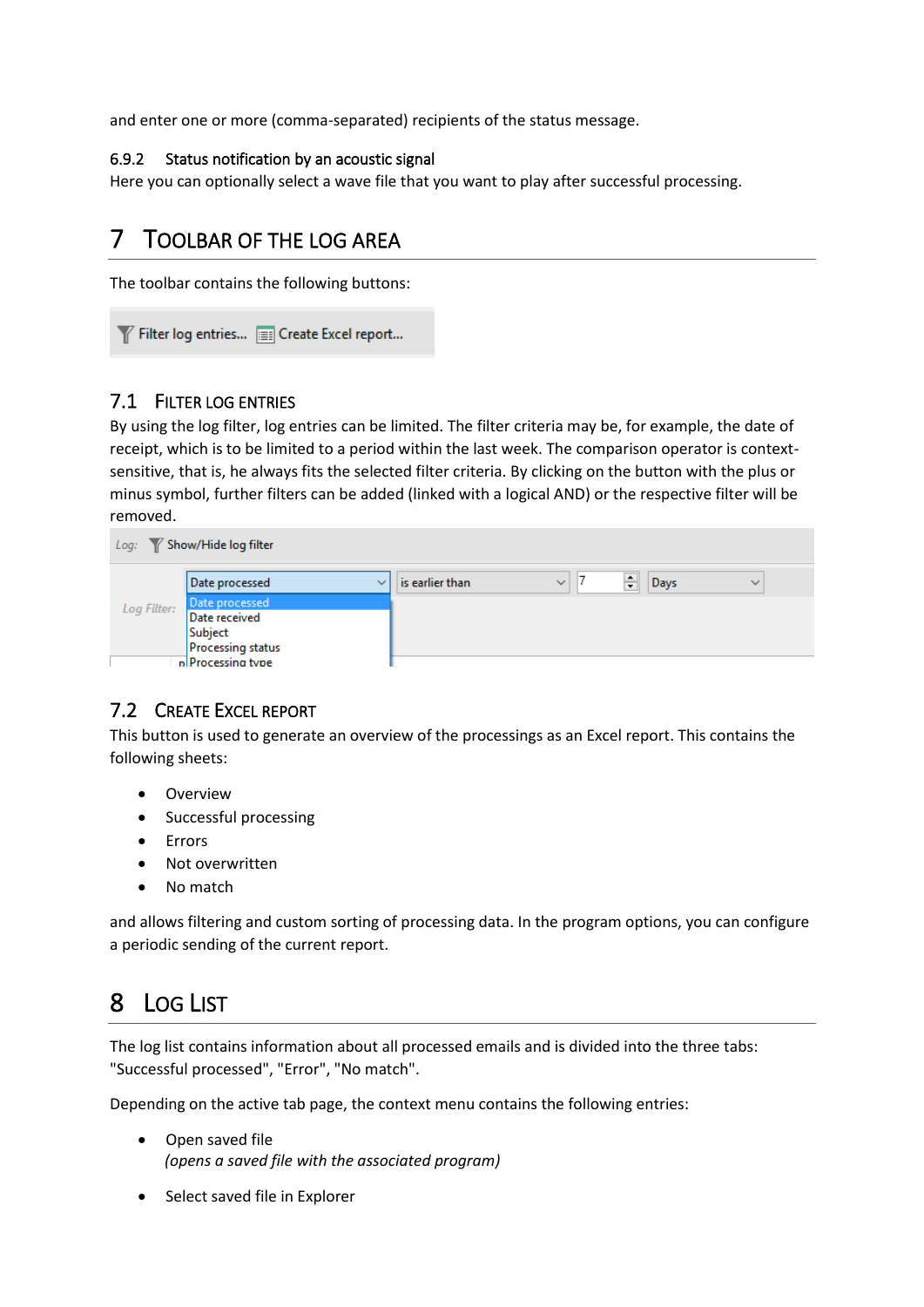and enter one or more (comma-separated) recipients of the status message.

### 6.9.2 Status notification by an acoustic signal

Here you can optionally select a wave file that you want to play after successful processing.

# 7 Toolbar of the Log Area

The toolbar contains the following buttons:

## 7.1 Filter Log Entries

By using the log filter, log entries can be limited. The filter criteria may be, for example, the date of receipt, which is to be limited to a period within the last week. The comparison operator is context-sensitive, that is, he always fits the selected filter criteria. By clicking on the button with the plus or minus symbol, further filters can be added (linked with a logical AND) or the respective filter will be removed.

## 7.2 Create Excel Report

This button is used to generate an overview of the processings as an Excel report. This contains the following sheets:

- Overview
- Successful processing
- Errors
- Not overwritten
- No match

and allows filtering and custom sorting of processing data. In the program options, you can configure a periodic sending of the current report.

# 8 Log List

The log list contains information about all processed emails and is divided into the three tabs: "Successful processed", "Error", "No match".

Depending on the active tab page, the context menu contains the following entries:

- Open saved file
  *(opens a saved file with the associated program)*

- Select saved file in Explorer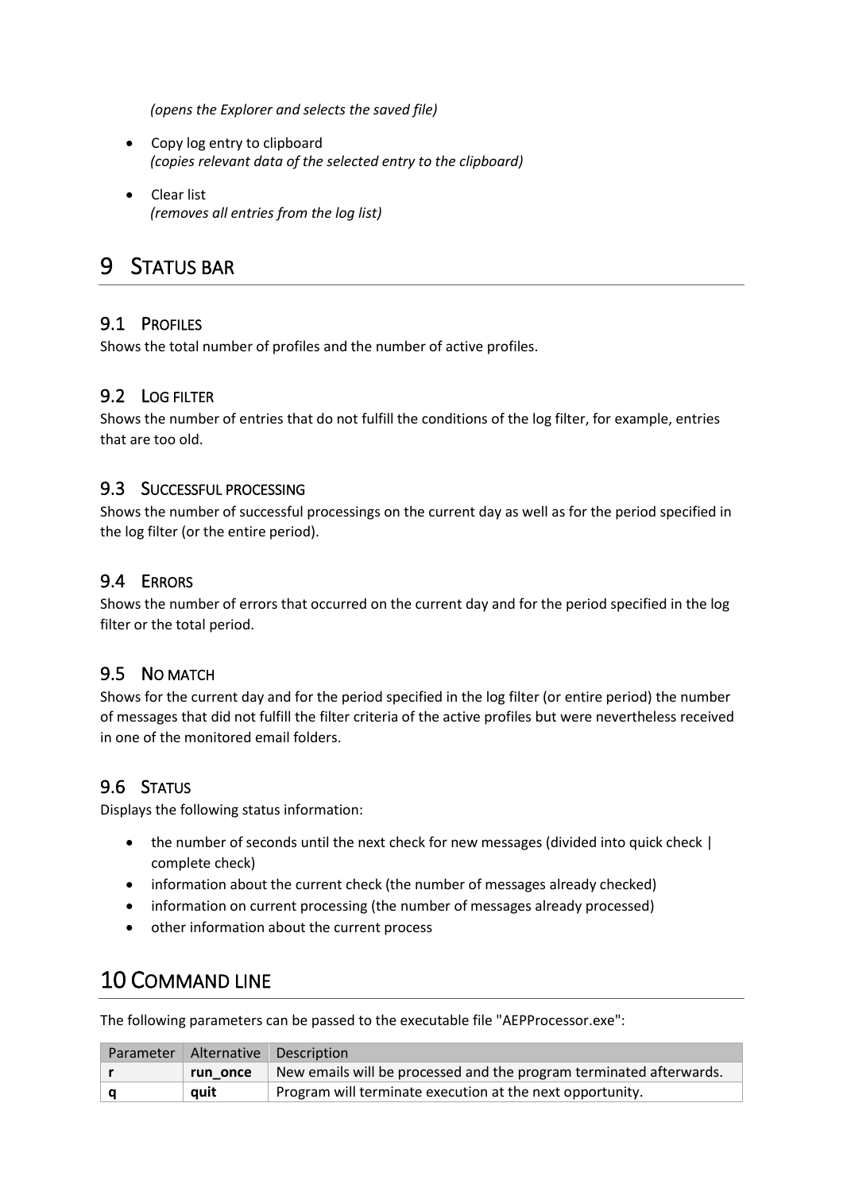*(opens the Explorer and selects the saved file)*

- Copy log entry to clipboard
  *(copies relevant data of the selected entry to the clipboard)*

- Clear list
  *(removes all entries from the log list)*

# 9 STATUS BAR

## 9.1 PROFILES

Shows the total number of profiles and the number of active profiles.

## 9.2 LOG FILTER

Shows the number of entries that do not fulfill the conditions of the log filter, for example, entries that are too old.

## 9.3 SUCCESSFUL PROCESSING

Shows the number of successful processings on the current day as well as for the period specified in the log filter (or the entire period).

## 9.4 ERRORS

Shows the number of errors that occurred on the current day and for the period specified in the log filter or the total period.

## 9.5 NO MATCH

Shows for the current day and for the period specified in the log filter (or entire period) the number of messages that did not fulfill the filter criteria of the active profiles but were nevertheless received in one of the monitored email folders.

## 9.6 STATUS

Displays the following status information:

- the number of seconds until the next check for new messages (divided into quick check | complete check)
- information about the current check (the number of messages already checked)
- information on current processing (the number of messages already processed)
- other information about the current process

# 10 COMMAND LINE

The following parameters can be passed to the executable file "AEPProcessor.exe":

| Parameter | Alternative | Description |
|---|---|---|
| **r** | **run_once** | New emails will be processed and the program terminated afterwards. |
| **q** | **quit** | Program will terminate execution at the next opportunity. |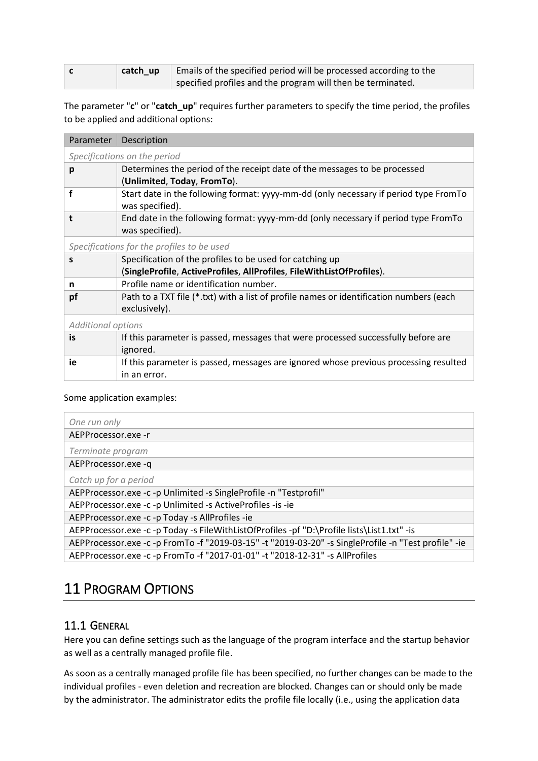| c | catch_up | Emails of the specified period will be processed according to the specified profiles and the program will then be terminated. |
|---|---|---|

The parameter "**c**" or "**catch_up**" requires further parameters to specify the time period, the profiles to be applied and additional options:

| Parameter | Description |
|---|---|
| *Specifications on the period* | |
| **p** | Determines the period of the receipt date of the messages to be processed (**Unlimited**, **Today**, **FromTo**). |
| **f** | Start date in the following format: yyyy-mm-dd (only necessary if period type FromTo was specified). |
| **t** | End date in the following format: yyyy-mm-dd (only necessary if period type FromTo was specified). |
| *Specifications for the profiles to be used* | |
| **s** | Specification of the profiles to be used for catching up (**SingleProfile**, **ActiveProfiles**, **AllProfiles**, **FileWithListOfProfiles**). |
| **n** | Profile name or identification number. |
| **pf** | Path to a TXT file (*.txt) with a list of profile names or identification numbers (each exclusively). |
| *Additional options* | |
| **is** | If this parameter is passed, messages that were processed successfully before are ignored. |
| **ie** | If this parameter is passed, messages are ignored whose previous processing resulted in an error. |

Some application examples:

| *One run only* |
|---|
| AEPProcessor.exe -r |
| *Terminate program* |
| AEPProcessor.exe -q |
| *Catch up for a period* |
| AEPProcessor.exe -c -p Unlimited -s SingleProfile -n "Testprofil" |
| AEPProcessor.exe -c -p Unlimited -s ActiveProfiles -is -ie |
| AEPProcessor.exe -c -p Today -s AllProfiles -ie |
| AEPProcessor.exe -c -p Today -s FileWithListOfProfiles -pf "D:\Profile lists\List1.txt" -is |
| AEPProcessor.exe -c -p FromTo -f "2019-03-15" -t "2019-03-20" -s SingleProfile -n "Test profile" -ie |
| AEPProcessor.exe -c -p FromTo -f "2017-01-01" -t "2018-12-31" -s AllProfiles |

# 11 Program Options

## 11.1 General

Here you can define settings such as the language of the program interface and the startup behavior as well as a centrally managed profile file.

As soon as a centrally managed profile file has been specified, no further changes can be made to the individual profiles - even deletion and recreation are blocked. Changes can or should only be made by the administrator. The administrator edits the profile file locally (i.e., using the application data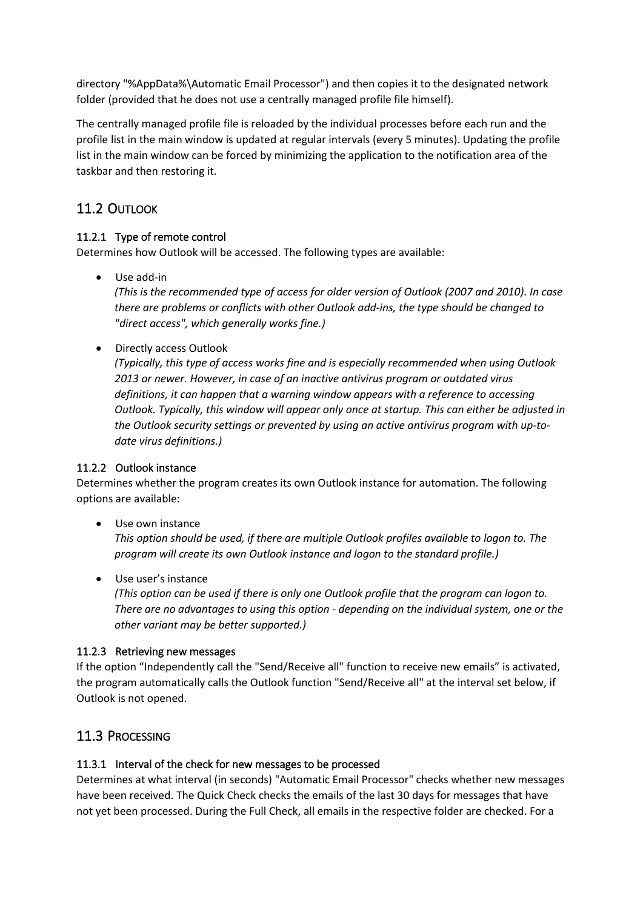directory "%AppData%\Automatic Email Processor") and then copies it to the designated network folder (provided that he does not use a centrally managed profile file himself).

The centrally managed profile file is reloaded by the individual processes before each run and the profile list in the main window is updated at regular intervals (every 5 minutes). Updating the profile list in the main window can be forced by minimizing the application to the notification area of the taskbar and then restoring it.

## 11.2 Outlook

### 11.2.1 Type of remote control

Determines how Outlook will be accessed. The following types are available:

- Use add-in
  *(This is the recommended type of access for older version of Outlook (2007 and 2010). In case there are problems or conflicts with other Outlook add-ins, the type should be changed to "direct access", which generally works fine.)*

- Directly access Outlook
  *(Typically, this type of access works fine and is especially recommended when using Outlook 2013 or newer. However, in case of an inactive antivirus program or outdated virus definitions, it can happen that a warning window appears with a reference to accessing Outlook. Typically, this window will appear only once at startup. This can either be adjusted in the Outlook security settings or prevented by using an active antivirus program with up-to-date virus definitions.)*

### 11.2.2 Outlook instance

Determines whether the program creates its own Outlook instance for automation. The following options are available:

- Use own instance
  *This option should be used, if there are multiple Outlook profiles available to logon to. The program will create its own Outlook instance and logon to the standard profile.)*

- Use user's instance
  *(This option can be used if there is only one Outlook profile that the program can logon to. There are no advantages to using this option - depending on the individual system, one or the other variant may be better supported.)*

### 11.2.3 Retrieving new messages

If the option "Independently call the "Send/Receive all" function to receive new emails" is activated, the program automatically calls the Outlook function "Send/Receive all" at the interval set below, if Outlook is not opened.

## 11.3 Processing

### 11.3.1 Interval of the check for new messages to be processed

Determines at what interval (in seconds) "Automatic Email Processor" checks whether new messages have been received. The Quick Check checks the emails of the last 30 days for messages that have not yet been processed. During the Full Check, all emails in the respective folder are checked. For a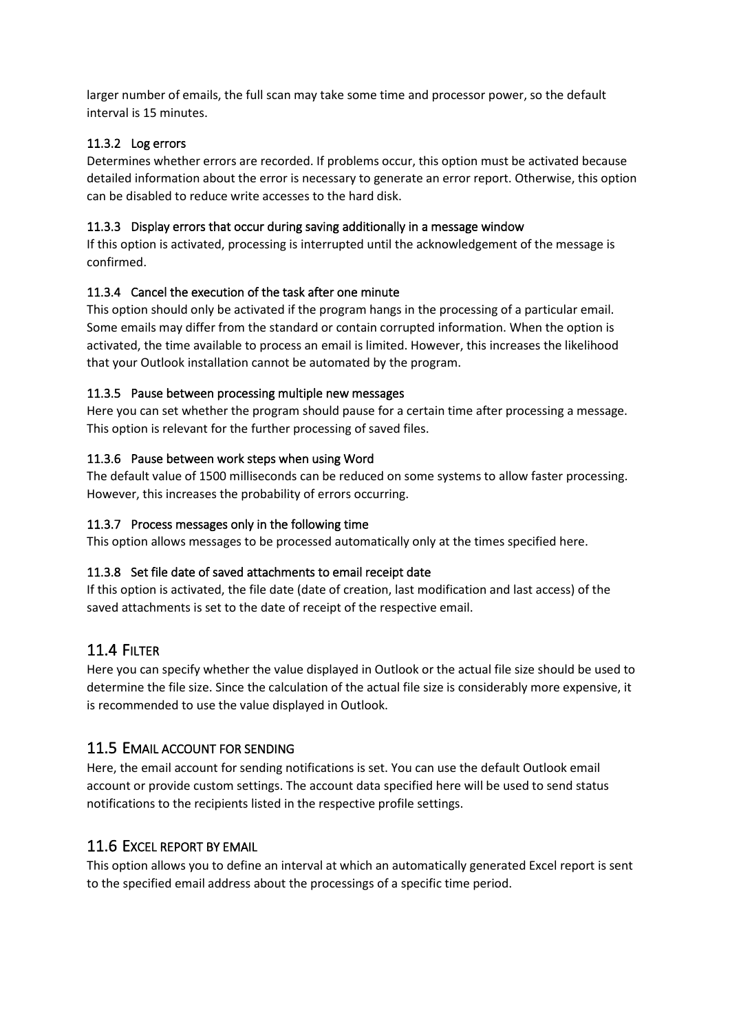larger number of emails, the full scan may take some time and processor power, so the default interval is 15 minutes.

### 11.3.2 Log errors

Determines whether errors are recorded. If problems occur, this option must be activated because detailed information about the error is necessary to generate an error report. Otherwise, this option can be disabled to reduce write accesses to the hard disk.

### 11.3.3 Display errors that occur during saving additionally in a message window

If this option is activated, processing is interrupted until the acknowledgement of the message is confirmed.

### 11.3.4 Cancel the execution of the task after one minute

This option should only be activated if the program hangs in the processing of a particular email. Some emails may differ from the standard or contain corrupted information. When the option is activated, the time available to process an email is limited. However, this increases the likelihood that your Outlook installation cannot be automated by the program.

### 11.3.5 Pause between processing multiple new messages

Here you can set whether the program should pause for a certain time after processing a message. This option is relevant for the further processing of saved files.

### 11.3.6 Pause between work steps when using Word

The default value of 1500 milliseconds can be reduced on some systems to allow faster processing. However, this increases the probability of errors occurring.

### 11.3.7 Process messages only in the following time

This option allows messages to be processed automatically only at the times specified here.

### 11.3.8 Set file date of saved attachments to email receipt date

If this option is activated, the file date (date of creation, last modification and last access) of the saved attachments is set to the date of receipt of the respective email.

## 11.4 Filter

Here you can specify whether the value displayed in Outlook or the actual file size should be used to determine the file size. Since the calculation of the actual file size is considerably more expensive, it is recommended to use the value displayed in Outlook.

## 11.5 Email account for sending

Here, the email account for sending notifications is set. You can use the default Outlook email account or provide custom settings. The account data specified here will be used to send status notifications to the recipients listed in the respective profile settings.

## 11.6 Excel report by email

This option allows you to define an interval at which an automatically generated Excel report is sent to the specified email address about the processings of a specific time period.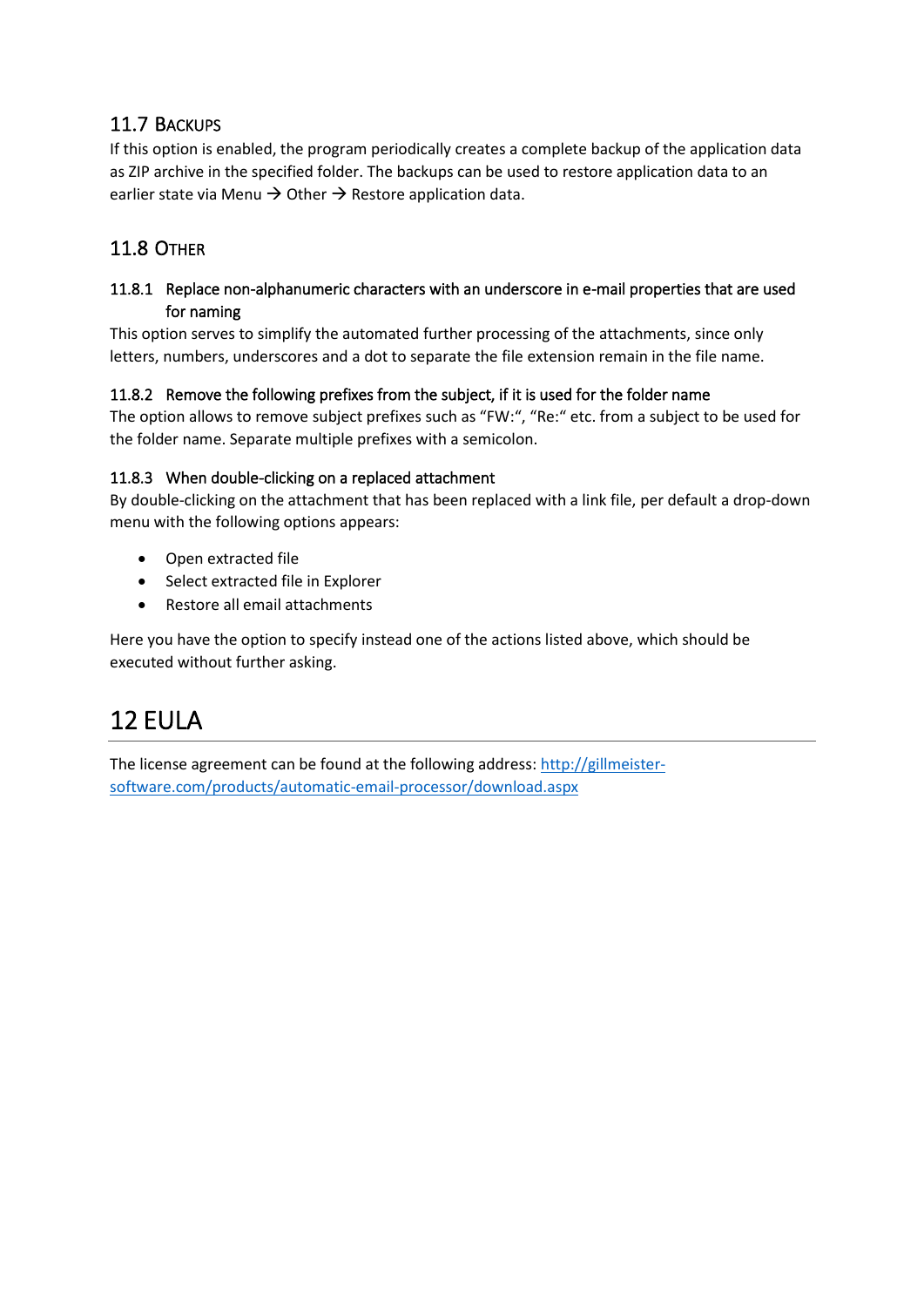## 11.7 Backups

If this option is enabled, the program periodically creates a complete backup of the application data as ZIP archive in the specified folder. The backups can be used to restore application data to an earlier state via Menu → Other → Restore application data.

## 11.8 Other

### 11.8.1 Replace non-alphanumeric characters with an underscore in e-mail properties that are used for naming

This option serves to simplify the automated further processing of the attachments, since only letters, numbers, underscores and a dot to separate the file extension remain in the file name.

### 11.8.2 Remove the following prefixes from the subject, if it is used for the folder name

The option allows to remove subject prefixes such as "FW:", "Re:" etc. from a subject to be used for the folder name. Separate multiple prefixes with a semicolon.

### 11.8.3 When double-clicking on a replaced attachment

By double-clicking on the attachment that has been replaced with a link file, per default a drop-down menu with the following options appears:

- Open extracted file
- Select extracted file in Explorer
- Restore all email attachments

Here you have the option to specify instead one of the actions listed above, which should be executed without further asking.

# 12 EULA

The license agreement can be found at the following address: [http://gillmeister-software.com/products/automatic-email-processor/download.aspx](http://gillmeister-software.com/products/automatic-email-processor/download.aspx)